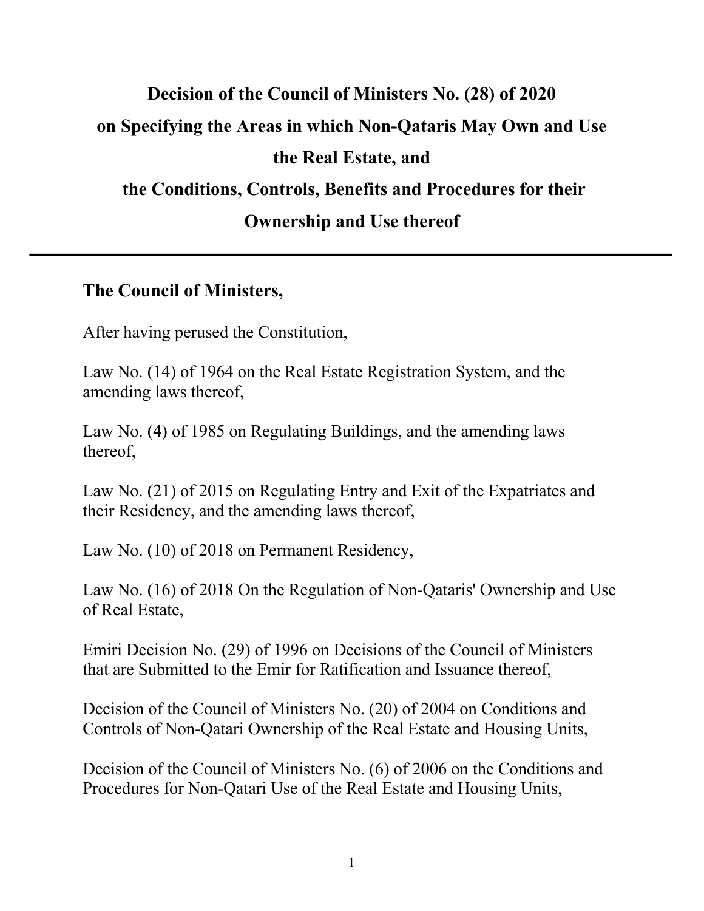# Decision of the Council of Ministers No. (28) of 2020 on Specifying the Areas in which Non-Qataris May Own and Use the Real Estate, and the Conditions, Controls, Benefits and Procedures for their Ownership and Use thereof

---

## The Council of Ministers,

After having perused the Constitution,

Law No. (14) of 1964 on the Real Estate Registration System, and the amending laws thereof,

Law No. (4) of 1985 on Regulating Buildings, and the amending laws thereof,

Law No. (21) of 2015 on Regulating Entry and Exit of the Expatriates and their Residency, and the amending laws thereof,

Law No. (10) of 2018 on Permanent Residency,

Law No. (16) of 2018 On the Regulation of Non-Qataris' Ownership and Use of Real Estate,

Emiri Decision No. (29) of 1996 on Decisions of the Council of Ministers that are Submitted to the Emir for Ratification and Issuance thereof,

Decision of the Council of Ministers No. (20) of 2004 on Conditions and Controls of Non-Qatari Ownership of the Real Estate and Housing Units,

Decision of the Council of Ministers No. (6) of 2006 on the Conditions and Procedures for Non-Qatari Use of the Real Estate and Housing Units,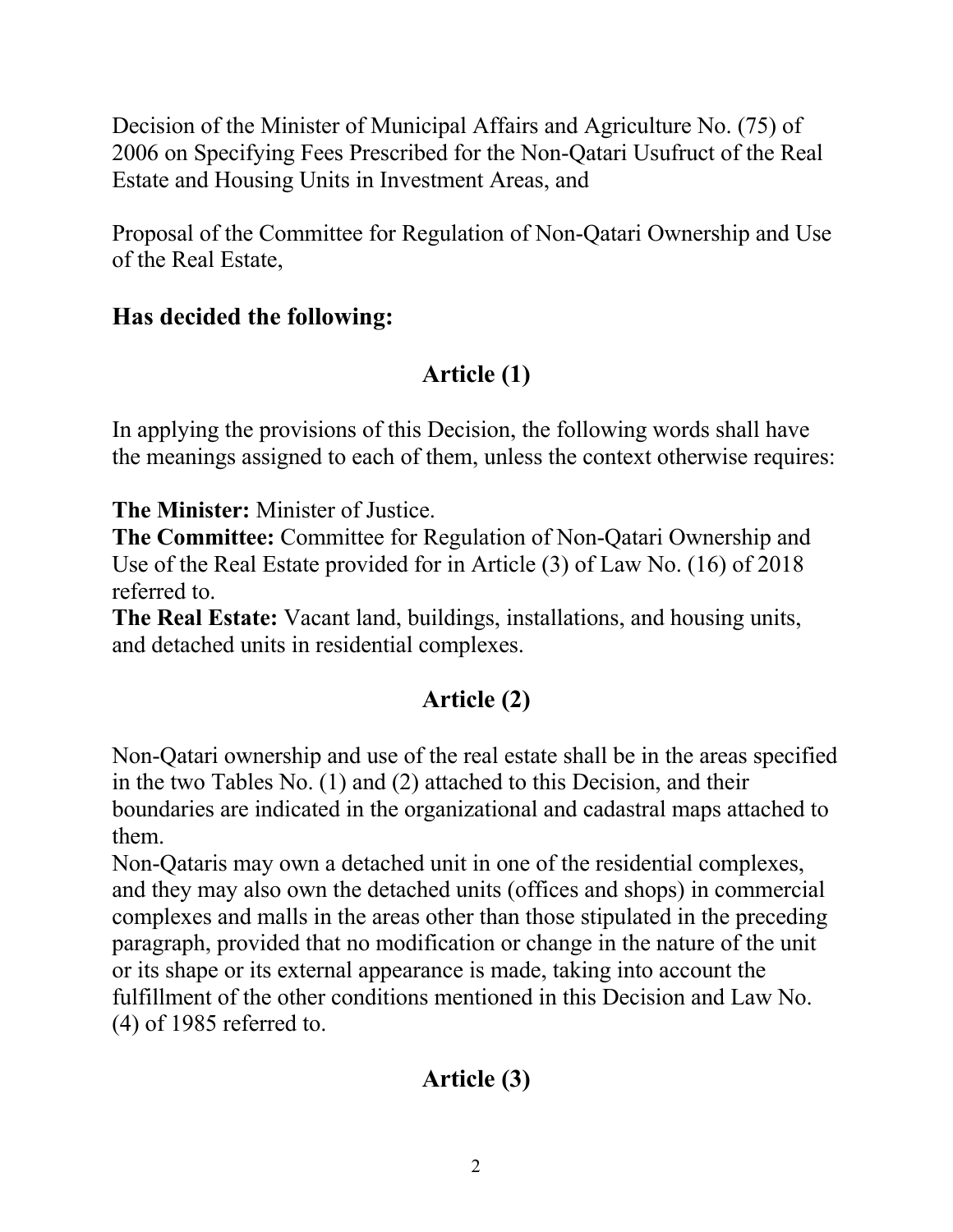Decision of the Minister of Municipal Affairs and Agriculture No. (75) of 2006 on Specifying Fees Prescribed for the Non-Qatari Usufruct of the Real Estate and Housing Units in Investment Areas, and

Proposal of the Committee for Regulation of Non-Qatari Ownership and Use of the Real Estate,

**Has decided the following:**

## Article (1)

In applying the provisions of this Decision, the following words shall have the meanings assigned to each of them, unless the context otherwise requires:

**The Minister:** Minister of Justice.
**The Committee:** Committee for Regulation of Non-Qatari Ownership and Use of the Real Estate provided for in Article (3) of Law No. (16) of 2018 referred to.
**The Real Estate:** Vacant land, buildings, installations, and housing units, and detached units in residential complexes.

## Article (2)

Non-Qatari ownership and use of the real estate shall be in the areas specified in the two Tables No. (1) and (2) attached to this Decision, and their boundaries are indicated in the organizational and cadastral maps attached to them.
Non-Qataris may own a detached unit in one of the residential complexes, and they may also own the detached units (offices and shops) in commercial complexes and malls in the areas other than those stipulated in the preceding paragraph, provided that no modification or change in the nature of the unit or its shape or its external appearance is made, taking into account the fulfillment of the other conditions mentioned in this Decision and Law No. (4) of 1985 referred to.

## Article (3)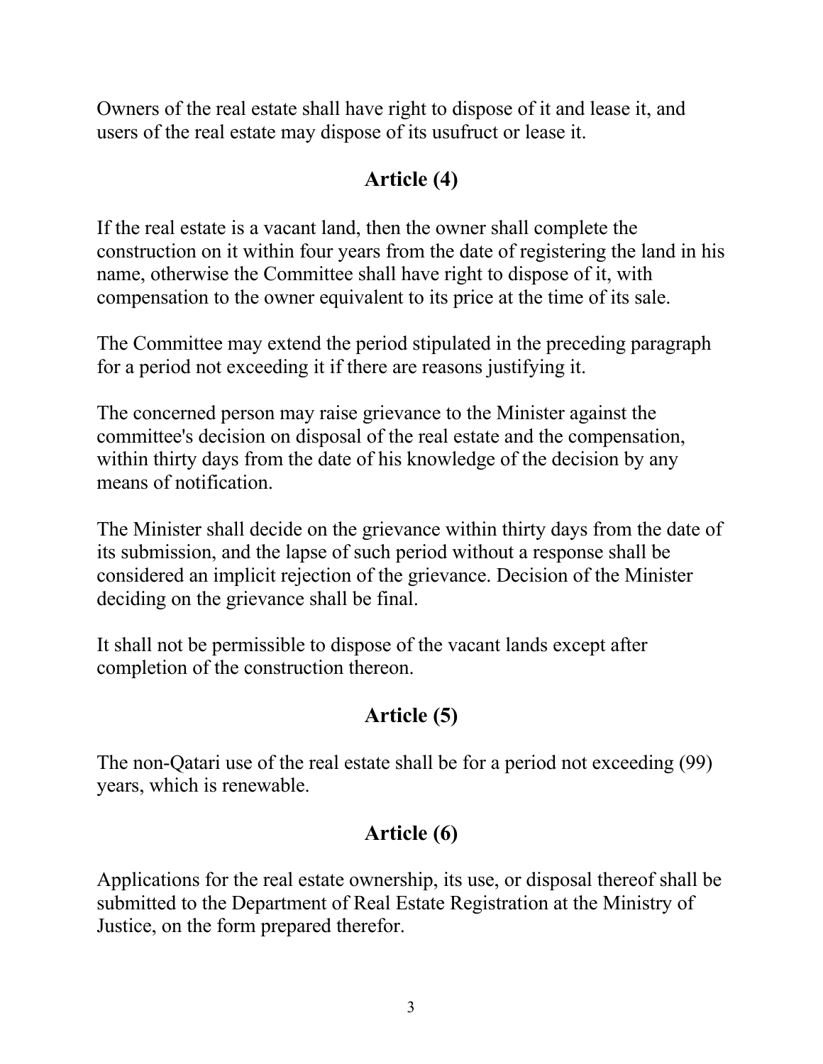Owners of the real estate shall have right to dispose of it and lease it, and users of the real estate may dispose of its usufruct or lease it.

## Article (4)

If the real estate is a vacant land, then the owner shall complete the construction on it within four years from the date of registering the land in his name, otherwise the Committee shall have right to dispose of it, with compensation to the owner equivalent to its price at the time of its sale.

The Committee may extend the period stipulated in the preceding paragraph for a period not exceeding it if there are reasons justifying it.

The concerned person may raise grievance to the Minister against the committee's decision on disposal of the real estate and the compensation, within thirty days from the date of his knowledge of the decision by any means of notification.

The Minister shall decide on the grievance within thirty days from the date of its submission, and the lapse of such period without a response shall be considered an implicit rejection of the grievance. Decision of the Minister deciding on the grievance shall be final.

It shall not be permissible to dispose of the vacant lands except after completion of the construction thereon.

## Article (5)

The non-Qatari use of the real estate shall be for a period not exceeding (99) years, which is renewable.

## Article (6)

Applications for the real estate ownership, its use, or disposal thereof shall be submitted to the Department of Real Estate Registration at the Ministry of Justice, on the form prepared therefor.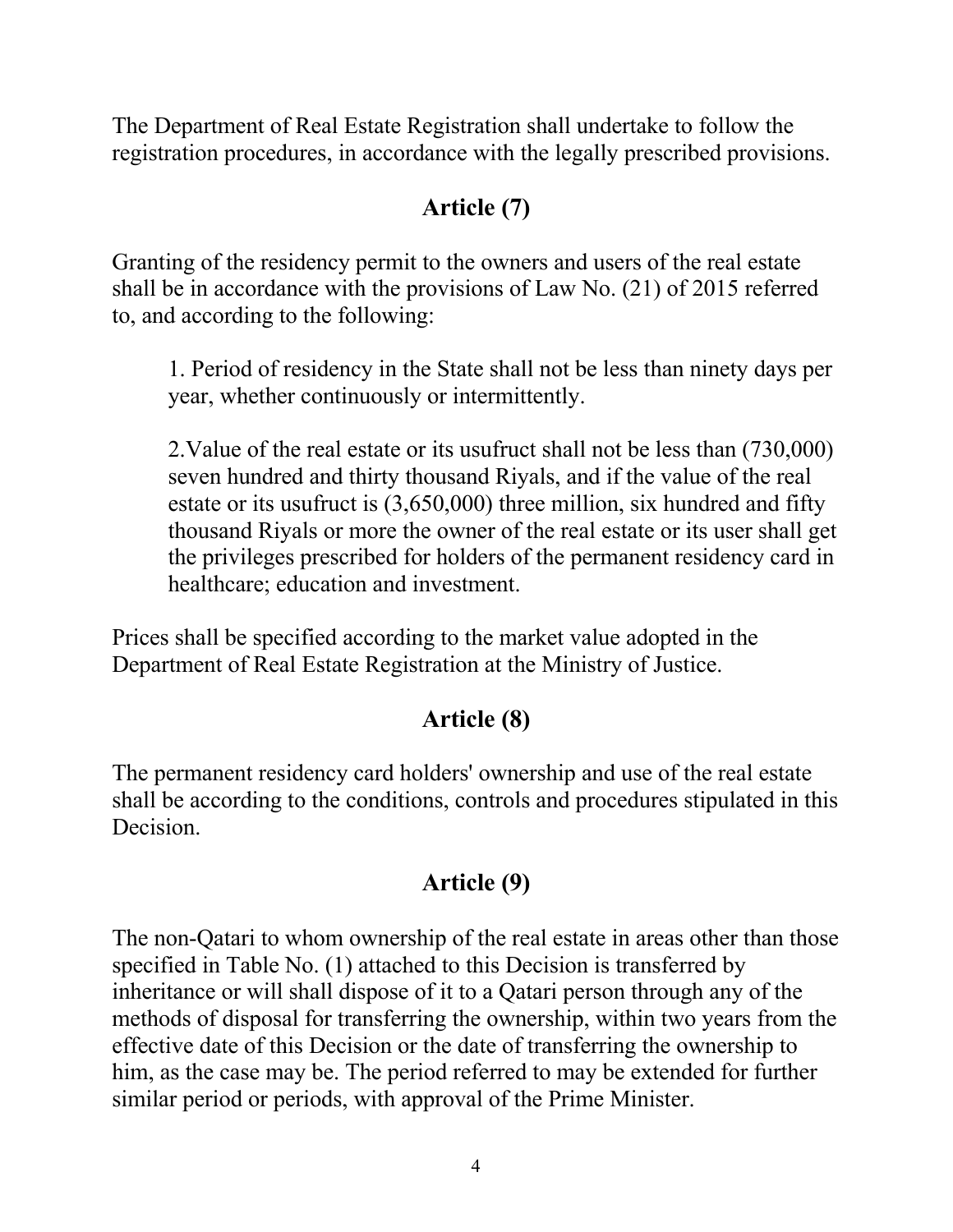The Department of Real Estate Registration shall undertake to follow the registration procedures, in accordance with the legally prescribed provisions.

## Article (7)

Granting of the residency permit to the owners and users of the real estate shall be in accordance with the provisions of Law No. (21) of 2015 referred to, and according to the following:

1. Period of residency in the State shall not be less than ninety days per year, whether continuously or intermittently.

2. Value of the real estate or its usufruct shall not be less than (730,000) seven hundred and thirty thousand Riyals, and if the value of the real estate or its usufruct is (3,650,000) three million, six hundred and fifty thousand Riyals or more the owner of the real estate or its user shall get the privileges prescribed for holders of the permanent residency card in healthcare; education and investment.

Prices shall be specified according to the market value adopted in the Department of Real Estate Registration at the Ministry of Justice.

## Article (8)

The permanent residency card holders' ownership and use of the real estate shall be according to the conditions, controls and procedures stipulated in this Decision.

## Article (9)

The non-Qatari to whom ownership of the real estate in areas other than those specified in Table No. (1) attached to this Decision is transferred by inheritance or will shall dispose of it to a Qatari person through any of the methods of disposal for transferring the ownership, within two years from the effective date of this Decision or the date of transferring the ownership to him, as the case may be. The period referred to may be extended for further similar period or periods, with approval of the Prime Minister.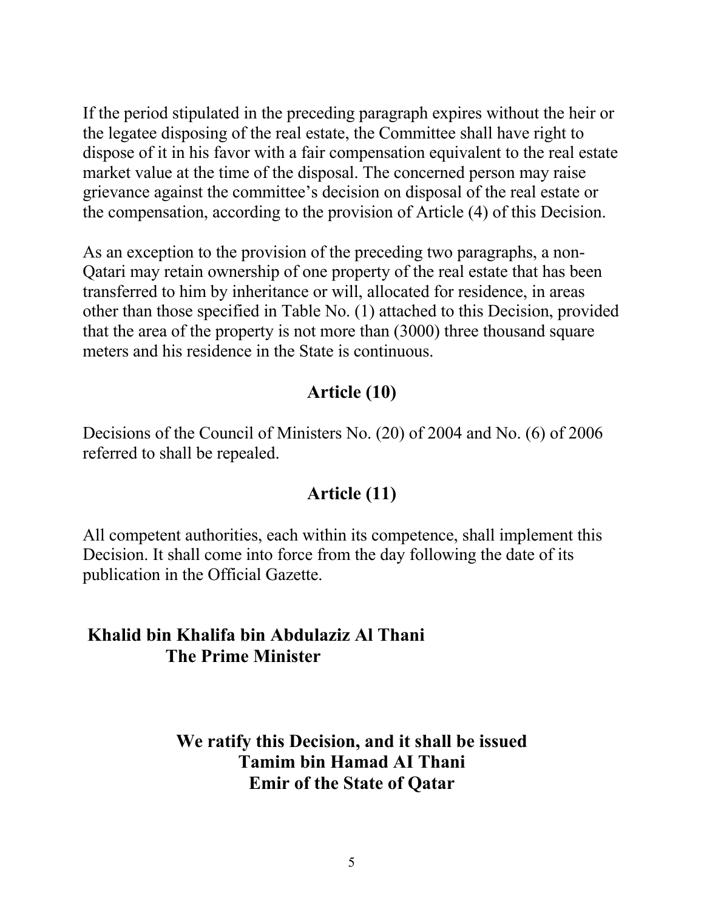If the period stipulated in the preceding paragraph expires without the heir or the legatee disposing of the real estate, the Committee shall have right to dispose of it in his favor with a fair compensation equivalent to the real estate market value at the time of the disposal. The concerned person may raise grievance against the committee's decision on disposal of the real estate or the compensation, according to the provision of Article (4) of this Decision.

As an exception to the provision of the preceding two paragraphs, a non-Qatari may retain ownership of one property of the real estate that has been transferred to him by inheritance or will, allocated for residence, in areas other than those specified in Table No. (1) attached to this Decision, provided that the area of the property is not more than (3000) three thousand square meters and his residence in the State is continuous.

## Article (10)

Decisions of the Council of Ministers No. (20) of 2004 and No. (6) of 2006 referred to shall be repealed.

## Article (11)

All competent authorities, each within its competence, shall implement this Decision. It shall come into force from the day following the date of its publication in the Official Gazette.

**Khalid bin Khalifa bin Abdulaziz Al Thani**
**The Prime Minister**

**We ratify this Decision, and it shall be issued**
**Tamim bin Hamad AI Thani**
**Emir of the State of Qatar**